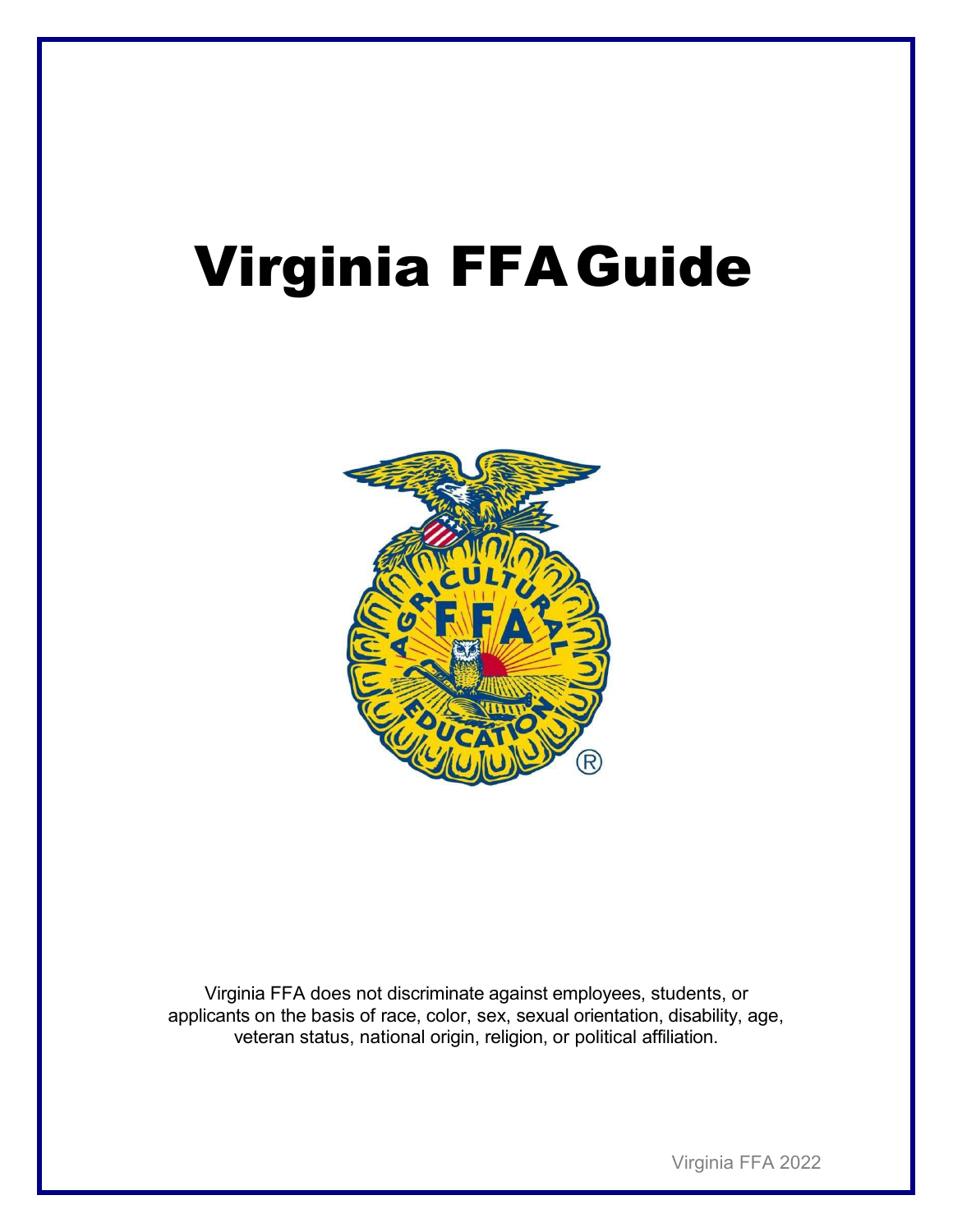# Virginia FFA Guide

Virginia FFA does not discriminate against employees, students, or applicants on the basis of race, color, sex, sexual orientation, disability, age, veteran status, national origin, religion, or political affiliation.

Virginia FFA 2022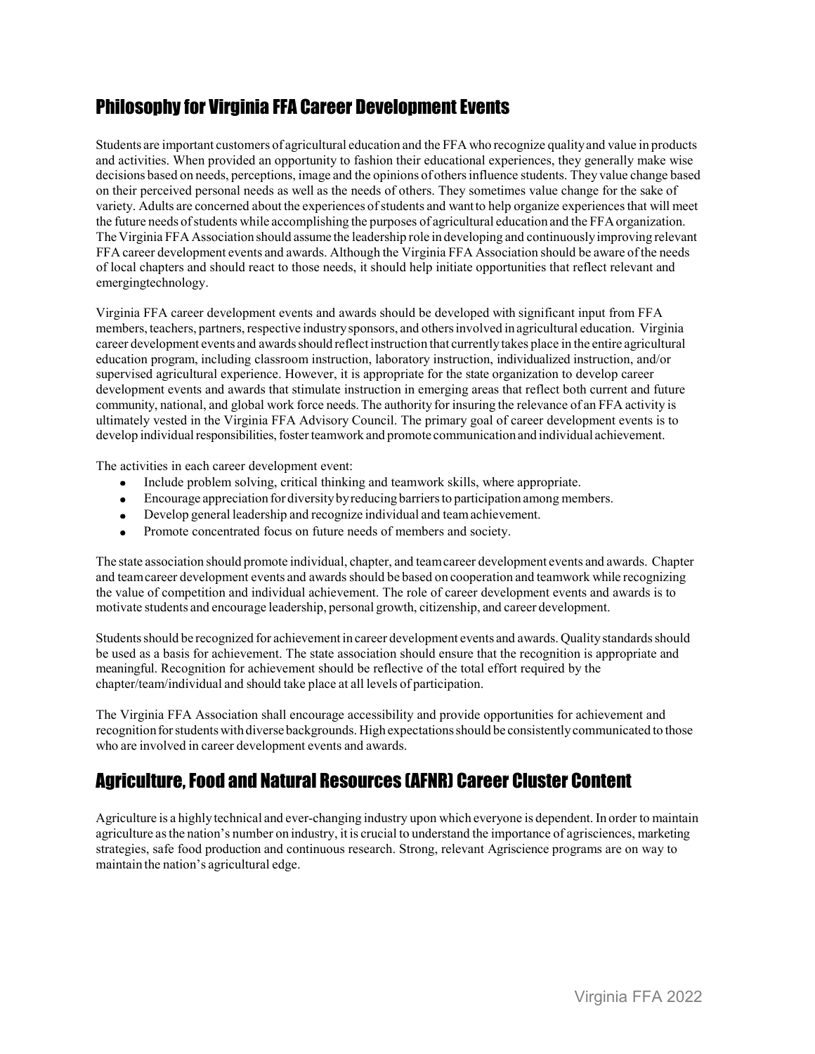## Philosophy for Virginia FFA Career Development Events

Students are important customers of agricultural education and the FFA who recognize quality and value in products and activities. When provided an opportunity to fashion their educational experiences, they generally make wise decisions based on needs, perceptions, image and the opinions of others influence students. They value change based on their perceived personal needs as well as the needs of others. They sometimes value change for the sake of variety. Adults are concerned about the experiences of students and want to help organize experiences that will meet the future needs of students while accomplishing the purposes of agricultural education and the FFA organization. The Virginia FFA Association should assume the leadership role in developing and continuously improving relevant FFA career development events and awards. Although the Virginia FFA Association should be aware of the needs of local chapters and should react to those needs, it should help initiate opportunities that reflect relevant and emergingtechnology.

Virginia FFA career development events and awards should be developed with significant input from FFA members, teachers, partners, respective industry sponsors, and others involved in agricultural education. Virginia career development events and awards should reflect instruction that currently takes place in the entire agricultural education program, including classroom instruction, laboratory instruction, individualized instruction, and/or supervised agricultural experience. However, it is appropriate for the state organization to develop career development events and awards that stimulate instruction in emerging areas that reflect both current and future community, national, and global work force needs. The authority for insuring the relevance of an FFA activity is ultimately vested in the Virginia FFA Advisory Council. The primary goal of career development events is to develop individual responsibilities, foster teamwork and promote communication and individual achievement.

The activities in each career development event:

- Include problem solving, critical thinking and teamwork skills, where appropriate.
- Encourage appreciation for diversity by reducing barriers to participation among members.
- Develop general leadership and recognize individual and team achievement.
- Promote concentrated focus on future needs of members and society.

The state association should promote individual, chapter, and team career development events and awards. Chapter and team career development events and awards should be based on cooperation and teamwork while recognizing the value of competition and individual achievement. The role of career development events and awards is to motivate students and encourage leadership, personal growth, citizenship, and career development.

Students should be recognized for achievement in career development events and awards. Quality standards should be used as a basis for achievement. The state association should ensure that the recognition is appropriate and meaningful. Recognition for achievement should be reflective of the total effort required by the chapter/team/individual and should take place at all levels of participation.

The Virginia FFA Association shall encourage accessibility and provide opportunities for achievement and recognition for students with diverse backgrounds. High expectations should be consistently communicated to those who are involved in career development events and awards.

## Agriculture, Food and Natural Resources (AFNR) Career Cluster Content

Agriculture is a highly technical and ever-changing industry upon which everyone is dependent. In order to maintain agriculture as the nation's number on industry, it is crucial to understand the importance of agrisciences, marketing strategies, safe food production and continuous research. Strong, relevant Agriscience programs are on way to maintain the nation's agricultural edge.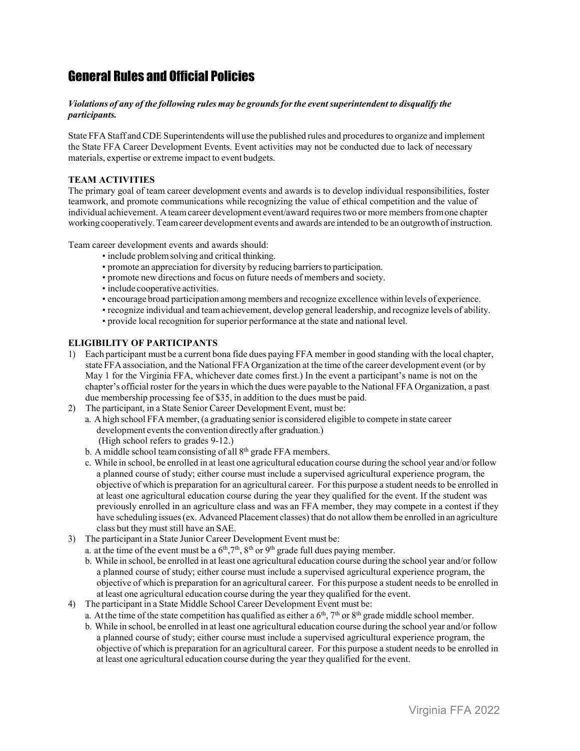# General Rules and Official Policies

***Violations of any of the following rules may be grounds for the event superintendent to disqualify the participants.***

State FFA Staff and CDE Superintendents will use the published rules and procedures to organize and implement the State FFA Career Development Events. Event activities may not be conducted due to lack of necessary materials, expertise or extreme impact to event budgets.

**TEAM ACTIVITIES**

The primary goal of team career development events and awards is to develop individual responsibilities, foster teamwork, and promote communications while recognizing the value of ethical competition and the value of individual achievement. A team career development event/award requires two or more members from one chapter working cooperatively. Team career development events and awards are intended to be an outgrowth of instruction.

Team career development events and awards should:

- include problem solving and critical thinking.
- promote an appreciation for diversity by reducing barriers to participation.
- promote new directions and focus on future needs of members and society.
- include cooperative activities.
- encourage broad participation among members and recognize excellence within levels of experience.
- recognize individual and team achievement, develop general leadership, and recognize levels of ability.
- provide local recognition for superior performance at the state and national level.

**ELIGIBILITY OF PARTICIPANTS**

1) Each participant must be a current bona fide dues paying FFA member in good standing with the local chapter, state FFA association, and the National FFA Organization at the time of the career development event (or by May 1 for the Virginia FFA, whichever date comes first.) In the event a participant's name is not on the chapter's official roster for the years in which the dues were payable to the National FFA Organization, a past due membership processing fee of $35, in addition to the dues must be paid.
2) The participant, in a State Senior Career Development Event, must be:
   a. A high school FFA member, (a graduating senior is considered eligible to compete in state career development events the convention directly after graduation.) (High school refers to grades 9-12.)
   b. A middle school team consisting of all 8th grade FFA members.
   c. While in school, be enrolled in at least one agricultural education course during the school year and/or follow a planned course of study; either course must include a supervised agricultural experience program, the objective of which is preparation for an agricultural career. For this purpose a student needs to be enrolled in at least one agricultural education course during the year they qualified for the event. If the student was previously enrolled in an agriculture class and was an FFA member, they may compete in a contest if they have scheduling issues (ex. Advanced Placement classes) that do not allow them be enrolled in an agriculture class but they must still have an SAE.
3) The participant in a State Junior Career Development Event must be:
   a. at the time of the event must be a 6th, 7th, 8th or 9th grade full dues paying member.
   b. While in school, be enrolled in at least one agricultural education course during the school year and/or follow a planned course of study; either course must include a supervised agricultural experience program, the objective of which is preparation for an agricultural career. For this purpose a student needs to be enrolled in at least one agricultural education course during the year they qualified for the event.
4) The participant in a State Middle School Career Development Event must be:
   a. At the time of the state competition has qualified as either a 6th, 7th or 8th grade middle school member.
   b. While in school, be enrolled in at least one agricultural education course during the school year and/or follow a planned course of study; either course must include a supervised agricultural experience program, the objective of which is preparation for an agricultural career. For this purpose a student needs to be enrolled in at least one agricultural education course during the year they qualified for the event.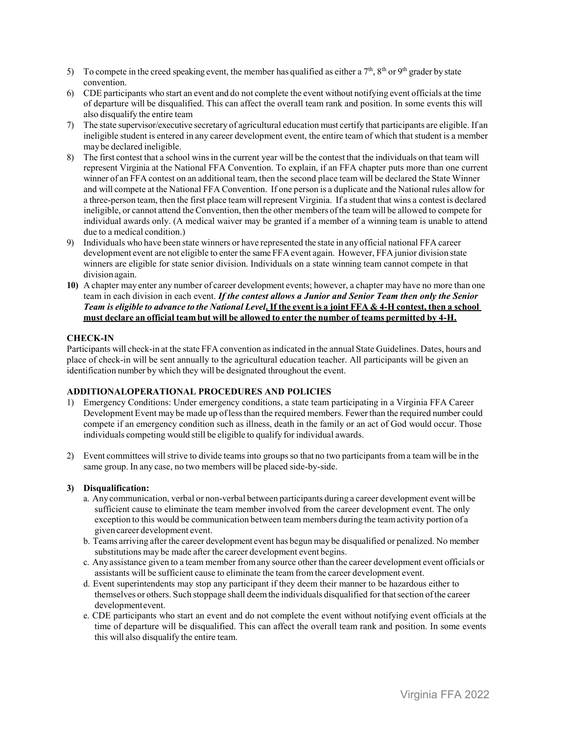5) To compete in the creed speaking event, the member has qualified as either a 7th, 8th or 9th grader by state convention.
6) CDE participants who start an event and do not complete the event without notifying event officials at the time of departure will be disqualified. This can affect the overall team rank and position. In some events this will also disqualify the entire team
7) The state supervisor/executive secretary of agricultural education must certify that participants are eligible. If an ineligible student is entered in any career development event, the entire team of which that student is a member may be declared ineligible.
8) The first contest that a school wins in the current year will be the contest that the individuals on that team will represent Virginia at the National FFA Convention. To explain, if an FFA chapter puts more than one current winner of an FFA contest on an additional team, then the second place team will be declared the State Winner and will compete at the National FFA Convention. If one person is a duplicate and the National rules allow for a three-person team, then the first place team will represent Virginia. If a student that wins a contest is declared ineligible, or cannot attend the Convention, then the other members of the team will be allowed to compete for individual awards only. (A medical waiver may be granted if a member of a winning team is unable to attend due to a medical condition.)
9) Individuals who have been state winners or have represented the state in any official national FFA career development event are not eligible to enter the same FFA event again. However, FFA junior division state winners are eligible for state senior division. Individuals on a state winning team cannot compete in that division again.
10) A chapter may enter any number of career development events; however, a chapter may have no more than one team in each division in each event. ***If the contest allows a Junior and Senior Team then only the Senior Team is eligible to advance to the National Level*****. If the event is a joint FFA & 4-H contest, then a school must declare an official team but will be allowed to enter the number of teams permitted by 4-H.**

### CHECK-IN

Participants will check-in at the state FFA convention as indicated in the annual State Guidelines. Dates, hours and place of check-in will be sent annually to the agricultural education teacher. All participants will be given an identification number by which they will be designated throughout the event.

### ADDITIONALOPERATIONAL PROCEDURES AND POLICIES

1) Emergency Conditions: Under emergency conditions, a state team participating in a Virginia FFA Career Development Event may be made up of less than the required members. Fewer than the required number could compete if an emergency condition such as illness, death in the family or an act of God would occur. Those individuals competing would still be eligible to qualify for individual awards.

2) Event committees will strive to divide teams into groups so that no two participants from a team will be in the same group. In any case, no two members will be placed side-by-side.

3) **Disqualification:**
   a. Any communication, verbal or non-verbal between participants during a career development event will be sufficient cause to eliminate the team member involved from the career development event. The only exception to this would be communication between team members during the team activity portion of a given career development event.
   b. Teams arriving after the career development event has begun may be disqualified or penalized. No member substitutions may be made after the career development event begins.
   c. Any assistance given to a team member from any source other than the career development event officials or assistants will be sufficient cause to eliminate the team from the career development event.
   d. Event superintendents may stop any participant if they deem their manner to be hazardous either to themselves or others. Such stoppage shall deem the individuals disqualified for that section of the career development event.
   e. CDE participants who start an event and do not complete the event without notifying event officials at the time of departure will be disqualified. This can affect the overall team rank and position. In some events this will also disqualify the entire team.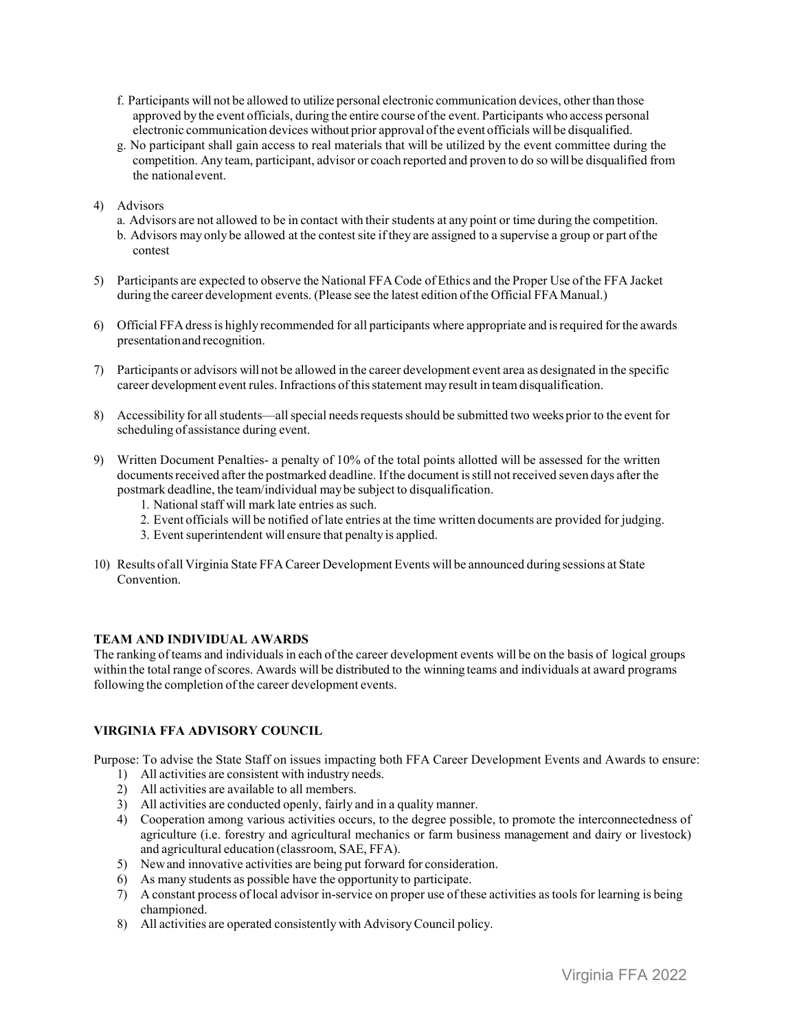f. Participants will not be allowed to utilize personal electronic communication devices, other than those approved by the event officials, during the entire course of the event. Participants who access personal electronic communication devices without prior approval of the event officials will be disqualified.

g. No participant shall gain access to real materials that will be utilized by the event committee during the competition. Any team, participant, advisor or coach reported and proven to do so will be disqualified from the national event.

4) Advisors

   a. Advisors are not allowed to be in contact with their students at any point or time during the competition.

   b. Advisors may only be allowed at the contest site if they are assigned to a supervise a group or part of the contest

5) Participants are expected to observe the National FFA Code of Ethics and the Proper Use of the FFA Jacket during the career development events. (Please see the latest edition of the Official FFA Manual.)

6) Official FFA dress is highly recommended for all participants where appropriate and is required for the awards presentation and recognition.

7) Participants or advisors will not be allowed in the career development event area as designated in the specific career development event rules. Infractions of this statement may result in team disqualification.

8) Accessibility for all students—all special needs requests should be submitted two weeks prior to the event for scheduling of assistance during event.

9) Written Document Penalties- a penalty of 10% of the total points allotted will be assessed for the written documents received after the postmarked deadline. If the document is still not received seven days after the postmark deadline, the team/individual may be subject to disqualification.

   1. National staff will mark late entries as such.
   2. Event officials will be notified of late entries at the time written documents are provided for judging.
   3. Event superintendent will ensure that penalty is applied.

10) Results of all Virginia State FFA Career Development Events will be announced during sessions at State Convention.

**TEAM AND INDIVIDUAL AWARDS**

The ranking of teams and individuals in each of the career development events will be on the basis of logical groups within the total range of scores. Awards will be distributed to the winning teams and individuals at award programs following the completion of the career development events.

**VIRGINIA FFA ADVISORY COUNCIL**

Purpose: To advise the State Staff on issues impacting both FFA Career Development Events and Awards to ensure:

1) All activities are consistent with industry needs.
2) All activities are available to all members.
3) All activities are conducted openly, fairly and in a quality manner.
4) Cooperation among various activities occurs, to the degree possible, to promote the interconnectedness of agriculture (i.e. forestry and agricultural mechanics or farm business management and dairy or livestock) and agricultural education (classroom, SAE, FFA).
5) New and innovative activities are being put forward for consideration.
6) As many students as possible have the opportunity to participate.
7) A constant process of local advisor in-service on proper use of these activities as tools for learning is being championed.
8) All activities are operated consistently with Advisory Council policy.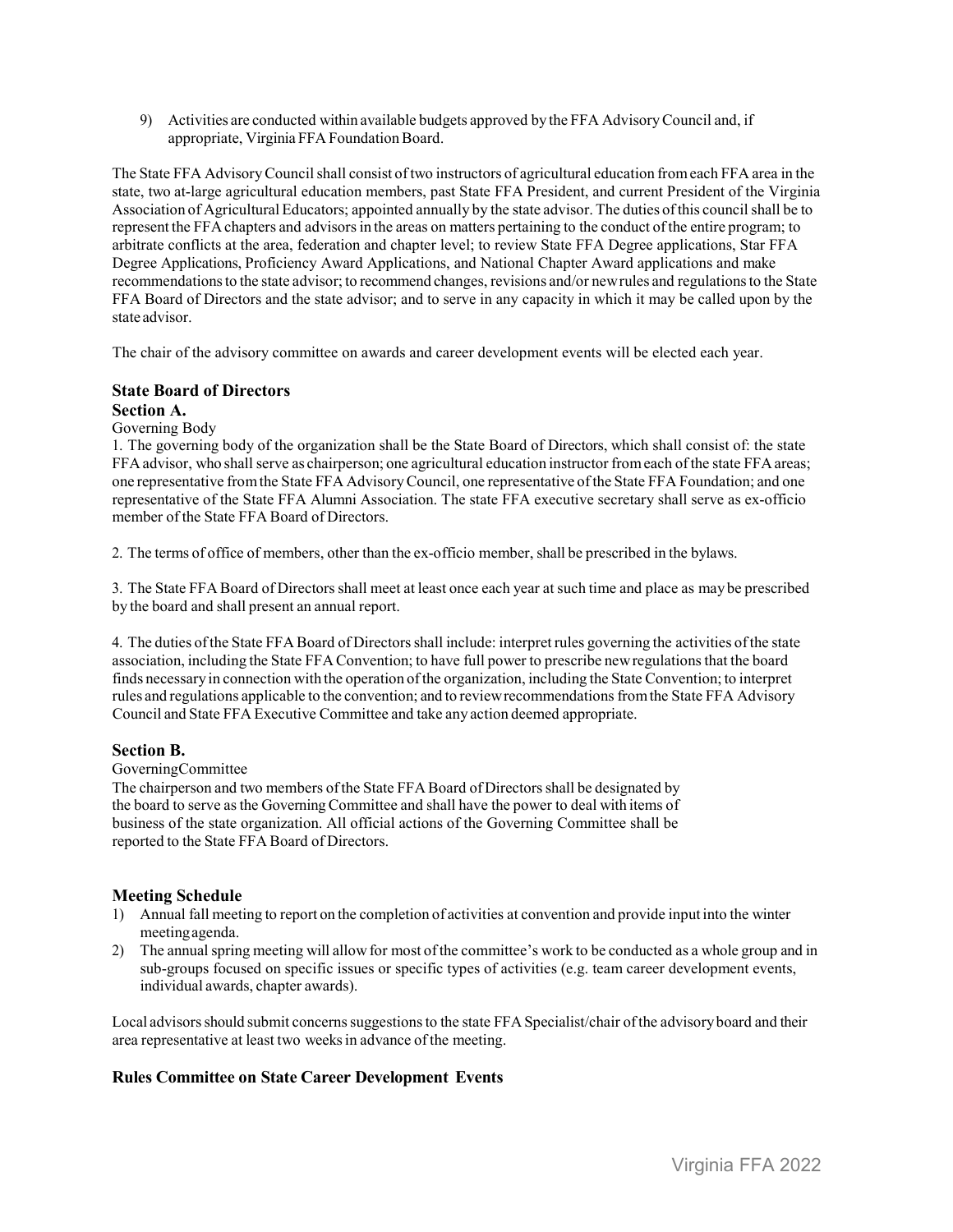9) Activities are conducted within available budgets approved by the FFA Advisory Council and, if appropriate, Virginia FFA Foundation Board.

The State FFA Advisory Council shall consist of two instructors of agricultural education from each FFA area in the state, two at-large agricultural education members, past State FFA President, and current President of the Virginia Association of Agricultural Educators; appointed annually by the state advisor. The duties of this council shall be to represent the FFA chapters and advisors in the areas on matters pertaining to the conduct of the entire program; to arbitrate conflicts at the area, federation and chapter level; to review State FFA Degree applications, Star FFA Degree Applications, Proficiency Award Applications, and National Chapter Award applications and make recommendations to the state advisor; to recommend changes, revisions and/or new rules and regulations to the State FFA Board of Directors and the state advisor; and to serve in any capacity in which it may be called upon by the state advisor.

The chair of the advisory committee on awards and career development events will be elected each year.

### State Board of Directors

#### Section A.

Governing Body

1. The governing body of the organization shall be the State Board of Directors, which shall consist of: the state FFA advisor, who shall serve as chairperson; one agricultural education instructor from each of the state FFA areas; one representative from the State FFA Advisory Council, one representative of the State FFA Foundation; and one representative of the State FFA Alumni Association. The state FFA executive secretary shall serve as ex-officio member of the State FFA Board of Directors.

2. The terms of office of members, other than the ex-officio member, shall be prescribed in the bylaws.

3. The State FFA Board of Directors shall meet at least once each year at such time and place as may be prescribed by the board and shall present an annual report.

4. The duties of the State FFA Board of Directors shall include: interpret rules governing the activities of the state association, including the State FFA Convention; to have full power to prescribe new regulations that the board finds necessary in connection with the operation of the organization, including the State Convention; to interpret rules and regulations applicable to the convention; and to review recommendations from the State FFA Advisory Council and State FFA Executive Committee and take any action deemed appropriate.

#### Section B.

GoverningCommittee

The chairperson and two members of the State FFA Board of Directors shall be designated by the board to serve as the Governing Committee and shall have the power to deal with items of business of the state organization. All official actions of the Governing Committee shall be reported to the State FFA Board of Directors.

### Meeting Schedule

1) Annual fall meeting to report on the completion of activities at convention and provide input into the winter meeting agenda.
2) The annual spring meeting will allow for most of the committee's work to be conducted as a whole group and in sub-groups focused on specific issues or specific types of activities (e.g. team career development events, individual awards, chapter awards).

Local advisors should submit concerns suggestions to the state FFA Specialist/chair of the advisory board and their area representative at least two weeks in advance of the meeting.

### Rules Committee on State Career Development Events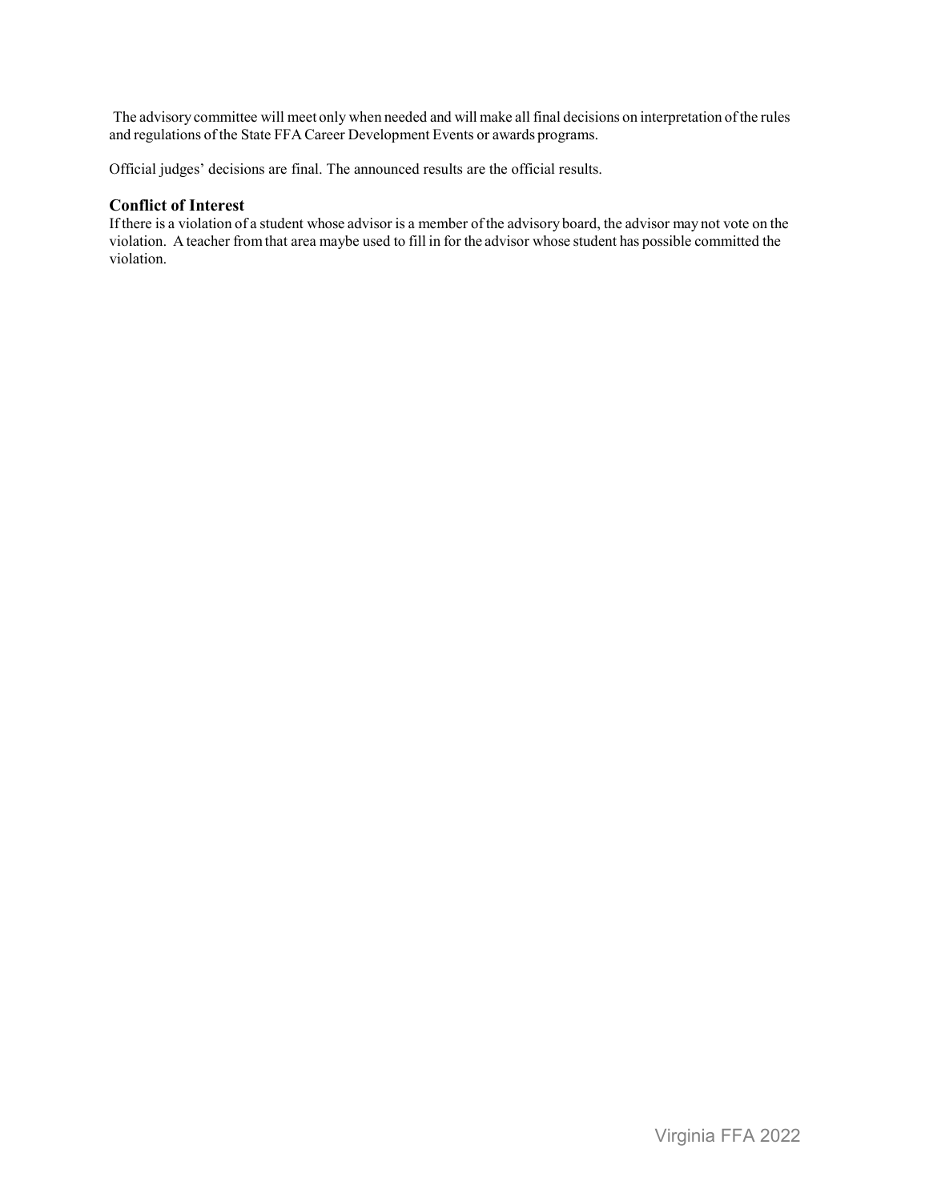The advisory committee will meet only when needed and will make all final decisions on interpretation of the rules and regulations of the State FFA Career Development Events or awards programs.

Official judges' decisions are final. The announced results are the official results.

### Conflict of Interest

If there is a violation of a student whose advisor is a member of the advisory board, the advisor may not vote on the violation. A teacher from that area maybe used to fill in for the advisor whose student has possible committed the violation.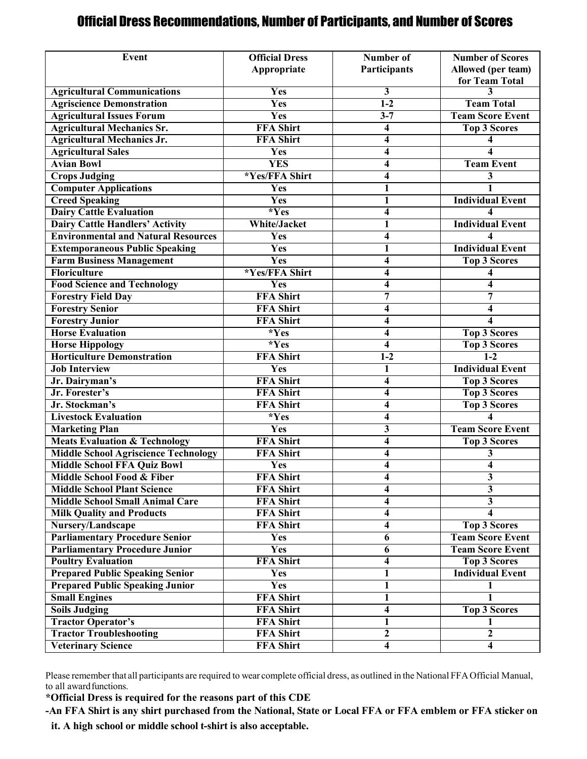# Official Dress Recommendations, Number of Participants, and Number of Scores

| Event | Official Dress Appropriate | Number of Participants | Number of Scores Allowed (per team) for Team Total |
|---|---|---|---|
| Agricultural Communications | Yes | 3 | 3 |
| Agriscience Demonstration | Yes | 1-2 | Team Total |
| Agricultural Issues Forum | Yes | 3-7 | Team Score Event |
| Agricultural Mechanics Sr. | FFA Shirt | 4 | Top 3 Scores |
| Agricultural Mechanics Jr. | FFA Shirt | 4 | 4 |
| Agricultural Sales | Yes | 4 | 4 |
| Avian Bowl | YES | 4 | Team Event |
| Crops Judging | *Yes/FFA Shirt | 4 | 3 |
| Computer Applications | Yes | 1 | 1 |
| Creed Speaking | Yes | 1 | Individual Event |
| Dairy Cattle Evaluation | *Yes | 4 | 4 |
| Dairy Cattle Handlers' Activity | White/Jacket | 1 | Individual Event |
| Environmental and Natural Resources | Yes | 4 | 4 |
| Extemporaneous Public Speaking | Yes | 1 | Individual Event |
| Farm Business Management | Yes | 4 | Top 3 Scores |
| Floriculture | *Yes/FFA Shirt | 4 | 4 |
| Food Science and Technology | Yes | 4 | 4 |
| Forestry Field Day | FFA Shirt | 7 | 7 |
| Forestry Senior | FFA Shirt | 4 | 4 |
| Forestry Junior | FFA Shirt | 4 | 4 |
| Horse Evaluation | *Yes | 4 | Top 3 Scores |
| Horse Hippology | *Yes | 4 | Top 3 Scores |
| Horticulture Demonstration | FFA Shirt | 1-2 | 1-2 |
| Job Interview | Yes | 1 | Individual Event |
| Jr. Dairyman's | FFA Shirt | 4 | Top 3 Scores |
| Jr. Forester's | FFA Shirt | 4 | Top 3 Scores |
| Jr. Stockman's | FFA Shirt | 4 | Top 3 Scores |
| Livestock Evaluation | *Yes | 4 | 4 |
| Marketing Plan | Yes | 3 | Team Score Event |
| Meats Evaluation & Technology | FFA Shirt | 4 | Top 3 Scores |
| Middle School Agriscience Technology | FFA Shirt | 4 | 3 |
| Middle School FFA Quiz Bowl | Yes | 4 | 4 |
| Middle School Food & Fiber | FFA Shirt | 4 | 3 |
| Middle School Plant Science | FFA Shirt | 4 | 3 |
| Middle School Small Animal Care | FFA Shirt | 4 | 3 |
| Milk Quality and Products | FFA Shirt | 4 | 4 |
| Nursery/Landscape | FFA Shirt | 4 | Top 3 Scores |
| Parliamentary Procedure Senior | Yes | 6 | Team Score Event |
| Parliamentary Procedure Junior | Yes | 6 | Team Score Event |
| Poultry Evaluation | FFA Shirt | 4 | Top 3 Scores |
| Prepared Public Speaking Senior | Yes | 1 | Individual Event |
| Prepared Public Speaking Junior | Yes | 1 | 1 |
| Small Engines | FFA Shirt | 1 | 1 |
| Soils Judging | FFA Shirt | 4 | Top 3 Scores |
| Tractor Operator's | FFA Shirt | 1 | 1 |
| Tractor Troubleshooting | FFA Shirt | 2 | 2 |
| Veterinary Science | FFA Shirt | 4 | 4 |

Please remember that all participants are required to wear complete official dress, as outlined in the National FFA Official Manual, to all award functions.

**\*Official Dress is required for the reasons part of this CDE**

**-An FFA Shirt is any shirt purchased from the National, State or Local FFA or FFA emblem or FFA sticker on it. A high school or middle school t-shirt is also acceptable.**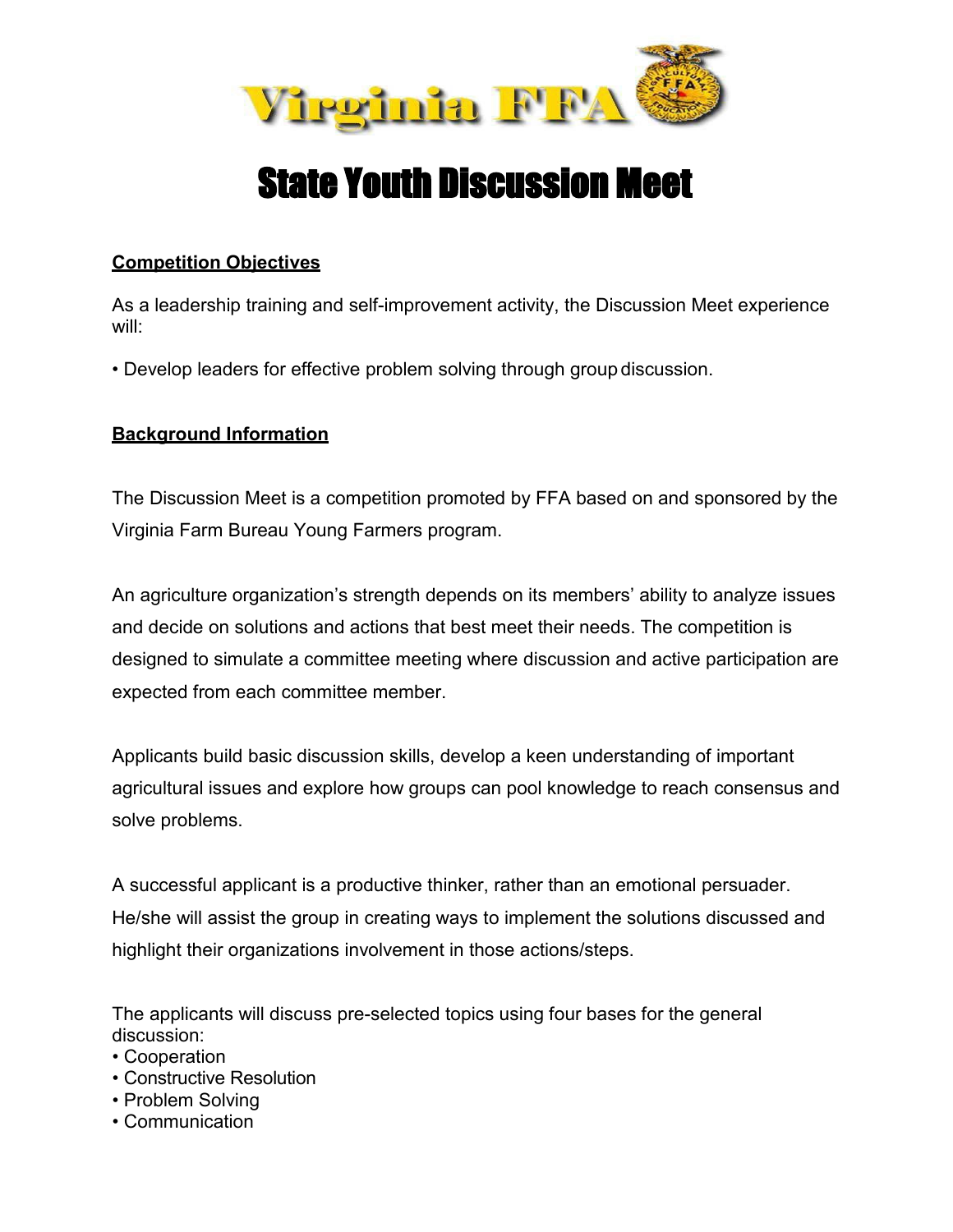# State Youth Discussion Meet

**Competition Objectives**

As a leadership training and self-improvement activity, the Discussion Meet experience will:

- Develop leaders for effective problem solving through group discussion.

**Background Information**

The Discussion Meet is a competition promoted by FFA based on and sponsored by the Virginia Farm Bureau Young Farmers program.

An agriculture organization's strength depends on its members' ability to analyze issues and decide on solutions and actions that best meet their needs. The competition is designed to simulate a committee meeting where discussion and active participation are expected from each committee member.

Applicants build basic discussion skills, develop a keen understanding of important agricultural issues and explore how groups can pool knowledge to reach consensus and solve problems.

A successful applicant is a productive thinker, rather than an emotional persuader. He/she will assist the group in creating ways to implement the solutions discussed and highlight their organizations involvement in those actions/steps.

The applicants will discuss pre-selected topics using four bases for the general discussion:

- Cooperation
- Constructive Resolution
- Problem Solving
- Communication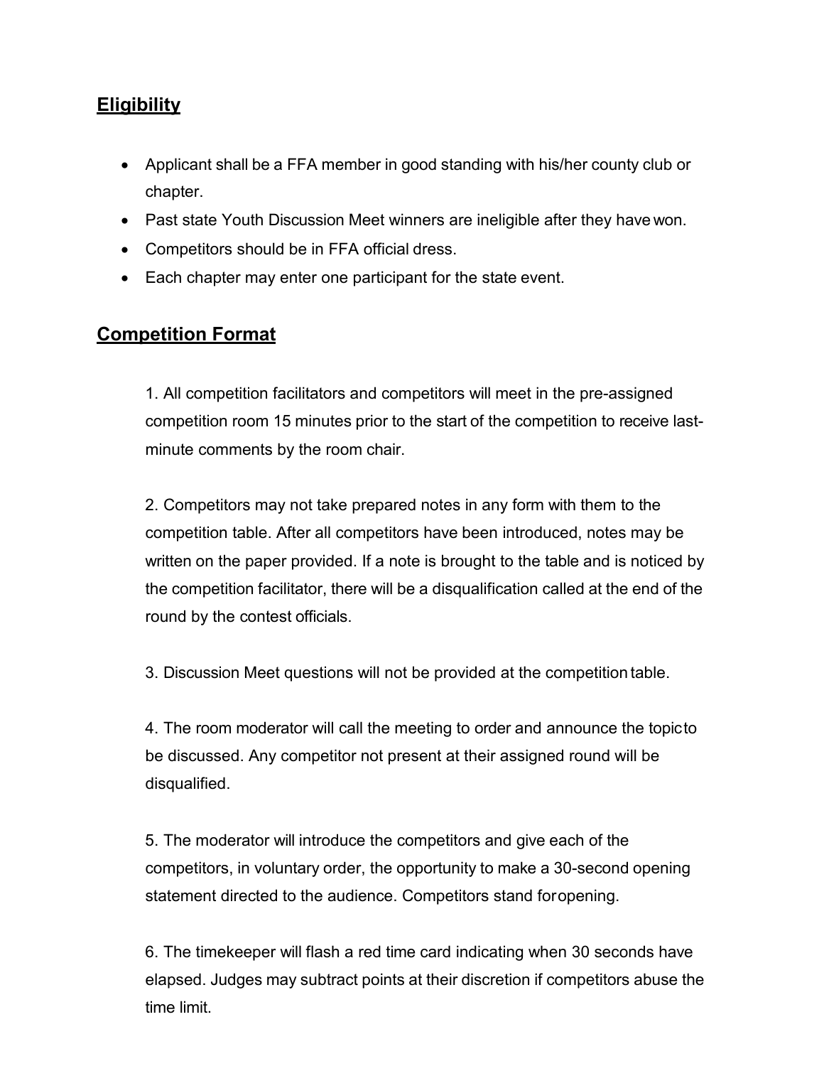## Eligibility

- Applicant shall be a FFA member in good standing with his/her county club or chapter.
- Past state Youth Discussion Meet winners are ineligible after they have won.
- Competitors should be in FFA official dress.
- Each chapter may enter one participant for the state event.

## Competition Format

1. All competition facilitators and competitors will meet in the pre-assigned competition room 15 minutes prior to the start of the competition to receive last-minute comments by the room chair.

2. Competitors may not take prepared notes in any form with them to the competition table. After all competitors have been introduced, notes may be written on the paper provided. If a note is brought to the table and is noticed by the competition facilitator, there will be a disqualification called at the end of the round by the contest officials.

3. Discussion Meet questions will not be provided at the competition table.

4. The room moderator will call the meeting to order and announce the topic to be discussed. Any competitor not present at their assigned round will be disqualified.

5. The moderator will introduce the competitors and give each of the competitors, in voluntary order, the opportunity to make a 30-second opening statement directed to the audience. Competitors stand for opening.

6. The timekeeper will flash a red time card indicating when 30 seconds have elapsed. Judges may subtract points at their discretion if competitors abuse the time limit.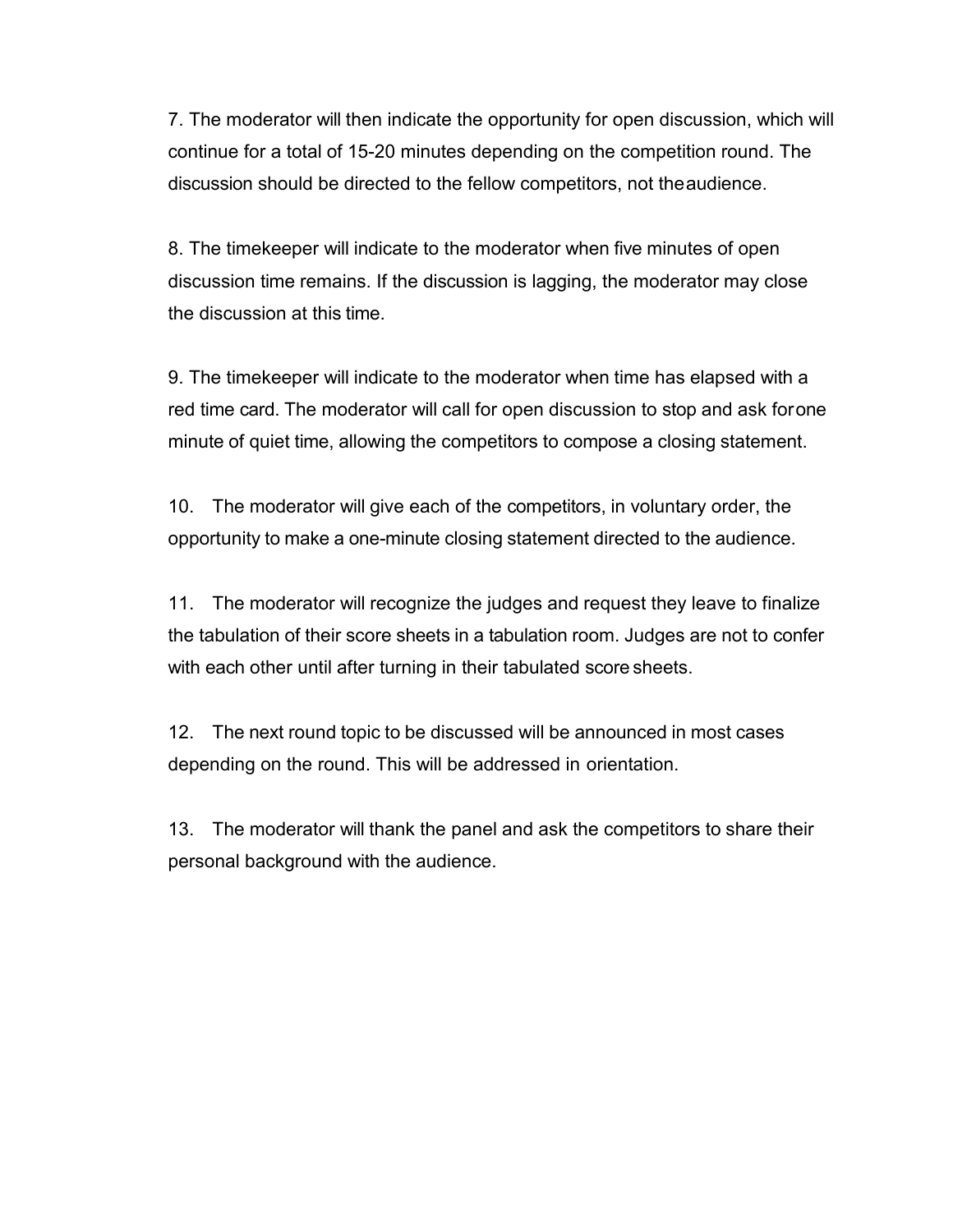7. The moderator will then indicate the opportunity for open discussion, which will continue for a total of 15-20 minutes depending on the competition round. The discussion should be directed to the fellow competitors, not the audience.

8. The timekeeper will indicate to the moderator when five minutes of open discussion time remains. If the discussion is lagging, the moderator may close the discussion at this time.

9. The timekeeper will indicate to the moderator when time has elapsed with a red time card. The moderator will call for open discussion to stop and ask for one minute of quiet time, allowing the competitors to compose a closing statement.

10. The moderator will give each of the competitors, in voluntary order, the opportunity to make a one-minute closing statement directed to the audience.

11. The moderator will recognize the judges and request they leave to finalize the tabulation of their score sheets in a tabulation room. Judges are not to confer with each other until after turning in their tabulated score sheets.

12. The next round topic to be discussed will be announced in most cases depending on the round. This will be addressed in orientation.

13. The moderator will thank the panel and ask the competitors to share their personal background with the audience.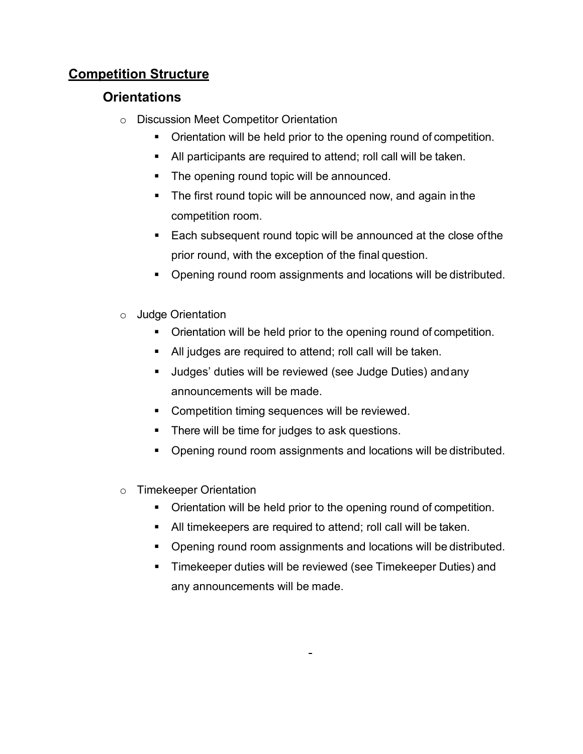## Competition Structure

### Orientations

- Discussion Meet Competitor Orientation
  - Orientation will be held prior to the opening round of competition.
  - All participants are required to attend; roll call will be taken.
  - The opening round topic will be announced.
  - The first round topic will be announced now, and again in the competition room.
  - Each subsequent round topic will be announced at the close of the prior round, with the exception of the final question.
  - Opening round room assignments and locations will be distributed.

- Judge Orientation
  - Orientation will be held prior to the opening round of competition.
  - All judges are required to attend; roll call will be taken.
  - Judges' duties will be reviewed (see Judge Duties) and any announcements will be made.
  - Competition timing sequences will be reviewed.
  - There will be time for judges to ask questions.
  - Opening round room assignments and locations will be distributed.

- Timekeeper Orientation
  - Orientation will be held prior to the opening round of competition.
  - All timekeepers are required to attend; roll call will be taken.
  - Opening round room assignments and locations will be distributed.
  - Timekeeper duties will be reviewed (see Timekeeper Duties) and any announcements will be made.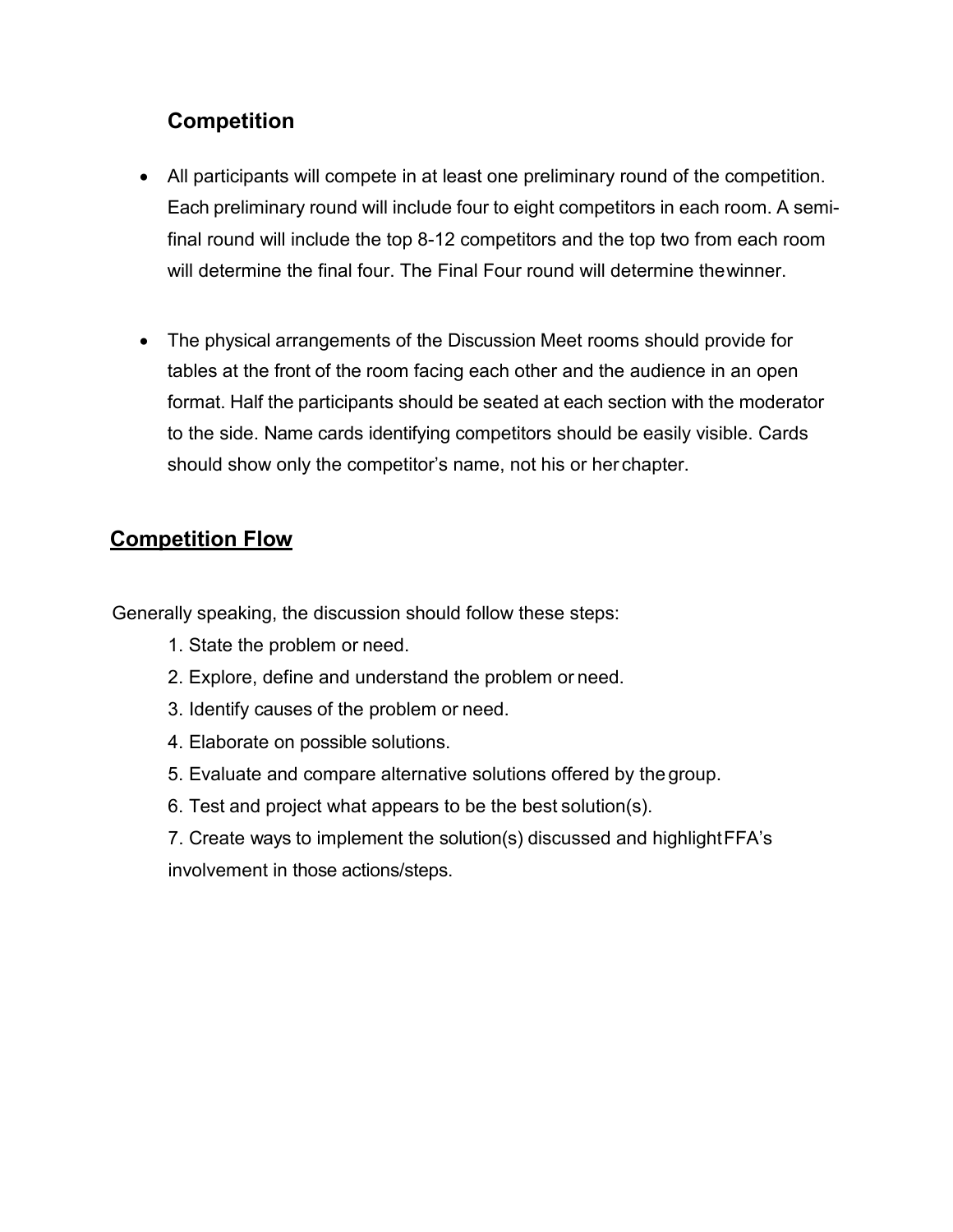### Competition

- All participants will compete in at least one preliminary round of the competition. Each preliminary round will include four to eight competitors in each room. A semi-final round will include the top 8-12 competitors and the top two from each room will determine the final four. The Final Four round will determine the winner.

- The physical arrangements of the Discussion Meet rooms should provide for tables at the front of the room facing each other and the audience in an open format. Half the participants should be seated at each section with the moderator to the side. Name cards identifying competitors should be easily visible. Cards should show only the competitor's name, not his or her chapter.

## Competition Flow

Generally speaking, the discussion should follow these steps:

1. State the problem or need.
2. Explore, define and understand the problem or need.
3. Identify causes of the problem or need.
4. Elaborate on possible solutions.
5. Evaluate and compare alternative solutions offered by the group.
6. Test and project what appears to be the best solution(s).
7. Create ways to implement the solution(s) discussed and highlight FFA's involvement in those actions/steps.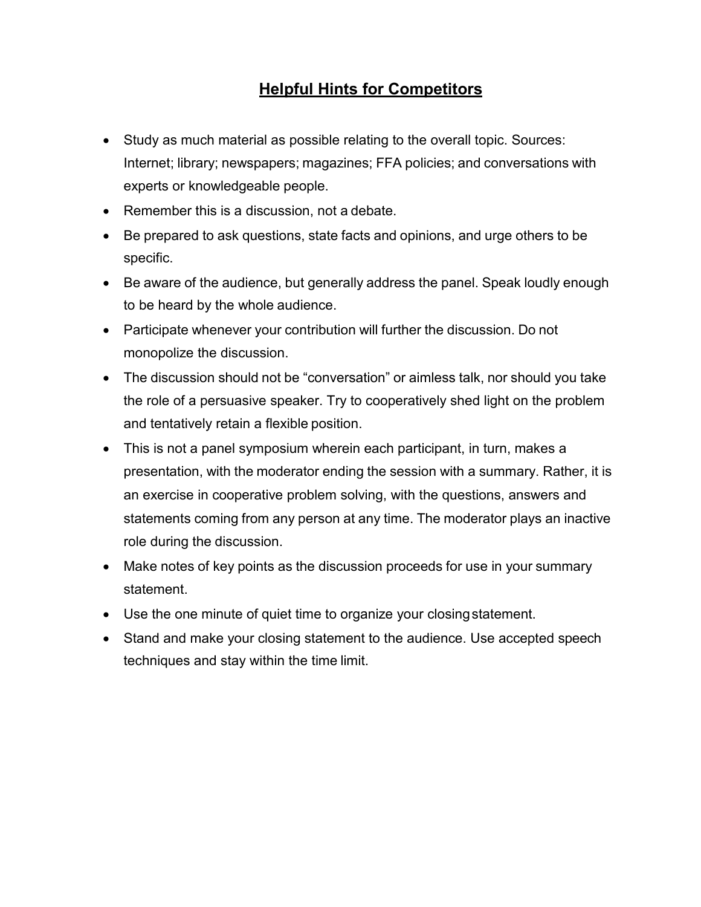## Helpful Hints for Competitors

- Study as much material as possible relating to the overall topic. Sources: Internet; library; newspapers; magazines; FFA policies; and conversations with experts or knowledgeable people.
- Remember this is a discussion, not a debate.
- Be prepared to ask questions, state facts and opinions, and urge others to be specific.
- Be aware of the audience, but generally address the panel. Speak loudly enough to be heard by the whole audience.
- Participate whenever your contribution will further the discussion. Do not monopolize the discussion.
- The discussion should not be "conversation" or aimless talk, nor should you take the role of a persuasive speaker. Try to cooperatively shed light on the problem and tentatively retain a flexible position.
- This is not a panel symposium wherein each participant, in turn, makes a presentation, with the moderator ending the session with a summary. Rather, it is an exercise in cooperative problem solving, with the questions, answers and statements coming from any person at any time. The moderator plays an inactive role during the discussion.
- Make notes of key points as the discussion proceeds for use in your summary statement.
- Use the one minute of quiet time to organize your closing statement.
- Stand and make your closing statement to the audience. Use accepted speech techniques and stay within the time limit.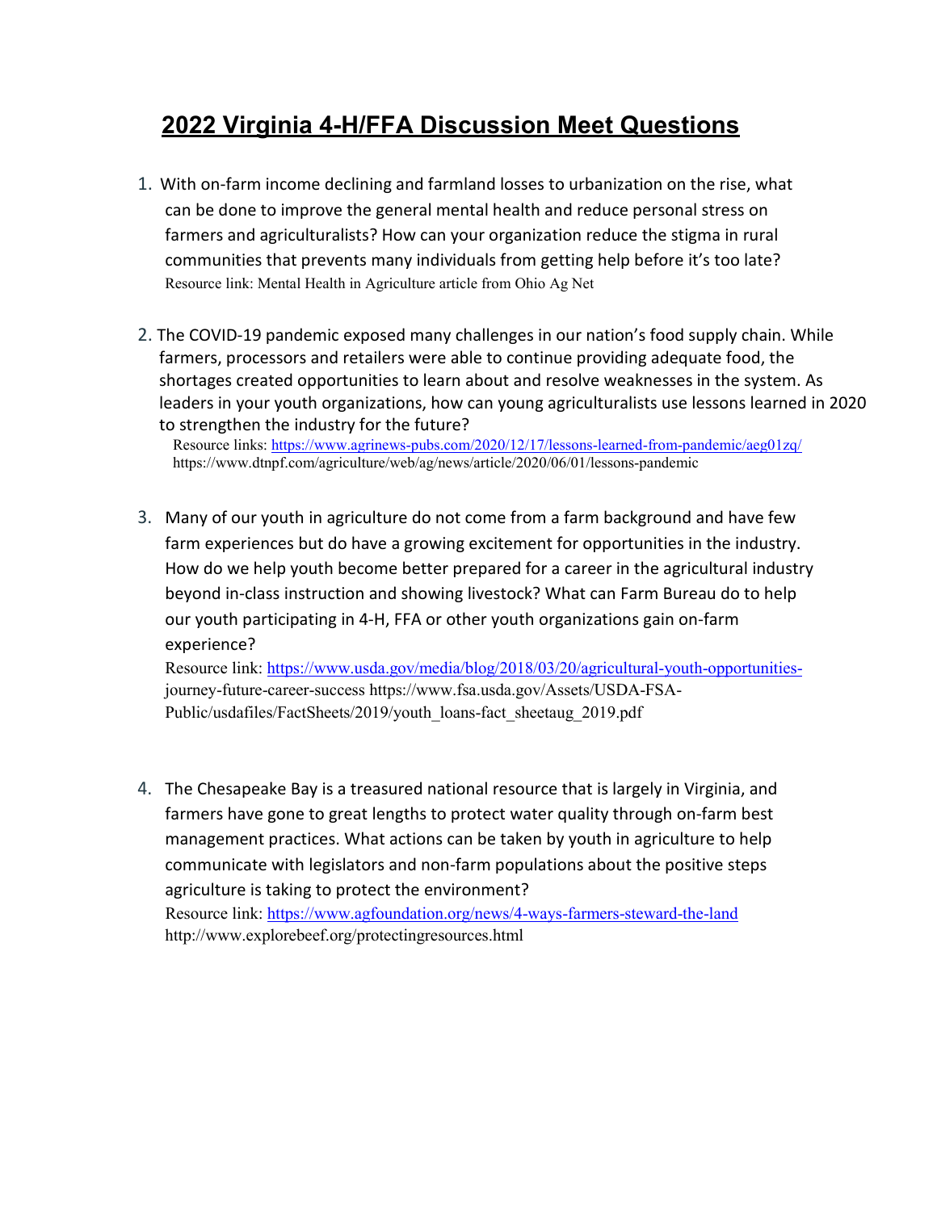# 2022 Virginia 4-H/FFA Discussion Meet Questions

1. With on-farm income declining and farmland losses to urbanization on the rise, what can be done to improve the general mental health and reduce personal stress on farmers and agriculturalists? How can your organization reduce the stigma in rural communities that prevents many individuals from getting help before it's too late?
   Resource link: Mental Health in Agriculture article from Ohio Ag Net

2. The COVID-19 pandemic exposed many challenges in our nation's food supply chain. While farmers, processors and retailers were able to continue providing adequate food, the shortages created opportunities to learn about and resolve weaknesses in the system. As leaders in your youth organizations, how can young agriculturalists use lessons learned in 2020 to strengthen the industry for the future?
   Resource links: https://www.agrinews-pubs.com/2020/12/17/lessons-learned-from-pandemic/aeg01zq/
   https://www.dtnpf.com/agriculture/web/ag/news/article/2020/06/01/lessons-pandemic

3. Many of our youth in agriculture do not come from a farm background and have few farm experiences but do have a growing excitement for opportunities in the industry. How do we help youth become better prepared for a career in the agricultural industry beyond in-class instruction and showing livestock? What can Farm Bureau do to help our youth participating in 4-H, FFA or other youth organizations gain on-farm experience?
   Resource link: https://www.usda.gov/media/blog/2018/03/20/agricultural-youth-opportunities-journey-future-career-success https://www.fsa.usda.gov/Assets/USDA-FSA-Public/usdafiles/FactSheets/2019/youth_loans-fact_sheetaug_2019.pdf

4. The Chesapeake Bay is a treasured national resource that is largely in Virginia, and farmers have gone to great lengths to protect water quality through on-farm best management practices. What actions can be taken by youth in agriculture to help communicate with legislators and non-farm populations about the positive steps agriculture is taking to protect the environment?
   Resource link: https://www.agfoundation.org/news/4-ways-farmers-steward-the-land
   http://www.explorebeef.org/protectingresources.html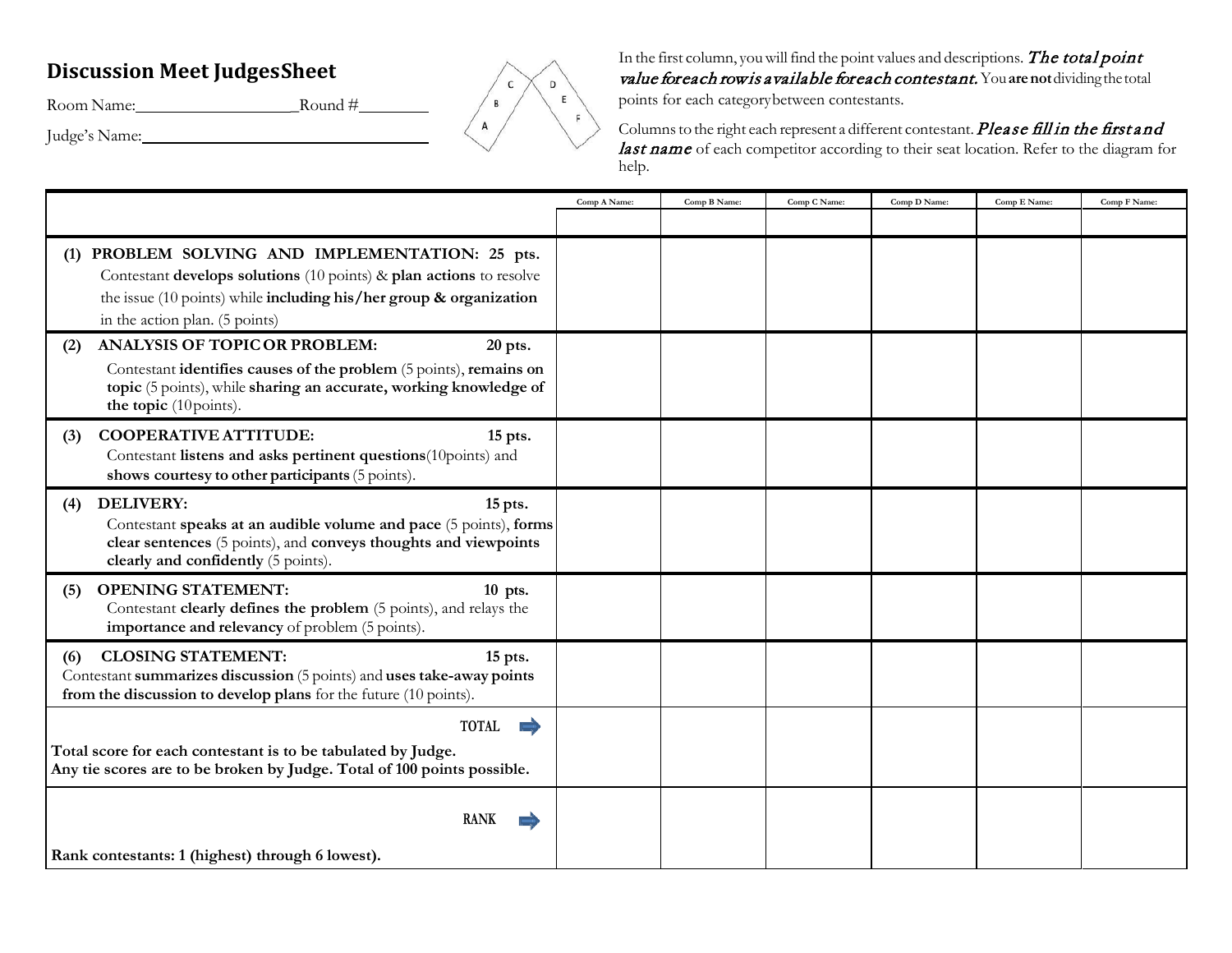## Discussion Meet JudgesSheet

Room Name:\_\_\_\_\_\_\_\_\_\_\_\_\_\_\_\_\_\_\_\_Round #\_\_\_\_\_\_\_\_\_

Judge's Name:\_\_\_\_\_\_\_\_\_\_\_\_\_\_\_\_\_\_\_\_\_\_\_\_\_\_\_\_\_\_\_\_\_\_\_\_

C D
B E
A F

In the first column, you will find the point values and descriptions. *The total point value foreach rowis available foreach contestant.* You **are not** dividing the total points for each categorybetween contestants.

Columns to the right each represent a different contestant. *Please fill in the first and last name* of each competitor according to their seat location. Refer to the diagram for help.

| | Comp A Name: | Comp B Name: | Comp C Name: | Comp D Name: | Comp E Name: | Comp F Name: |
|---|---|---|---|---|---|---|
| | | | | | | |
| **(1) PROBLEM SOLVING AND IMPLEMENTATION: 25 pts.** Contestant **develops solutions** (10 points) & **plan actions** to resolve the issue (10 points) while **including his/her group & organization** in the action plan. (5 points) | | | | | | |
| **(2) ANALYSIS OF TOPIC OR PROBLEM: 20 pts.** Contestant **identifies causes of the problem** (5 points), **remains on topic** (5 points), while **sharing an accurate, working knowledge of the topic** (10points). | | | | | | |
| **(3) COOPERATIVE ATTITUDE: 15 pts.** Contestant **listens and asks pertinent questions**(10points) and **shows courtesy to other participants** (5 points). | | | | | | |
| **(4) DELIVERY: 15 pts.** Contestant **speaks at an audible volume and pace** (5 points), **forms clear sentences** (5 points), and **conveys thoughts and viewpoints clearly and confidently** (5 points). | | | | | | |
| **(5) OPENING STATEMENT: 10 pts.** Contestant **clearly defines the problem** (5 points), and relays the **importance and relevancy** of problem (5 points). | | | | | | |
| **(6) CLOSING STATEMENT: 15 pts.** Contestant **summarizes discussion** (5 points) and **uses take-away points from the discussion to develop plans** for the future (10 points). | | | | | | |
| TOTAL ➡ **Total score for each contestant is to be tabulated by Judge. Any tie scores are to be broken by Judge. Total of 100 points possible.** | | | | | | |
| RANK ➡ **Rank contestants: 1 (highest) through 6 lowest).** | | | | | | |